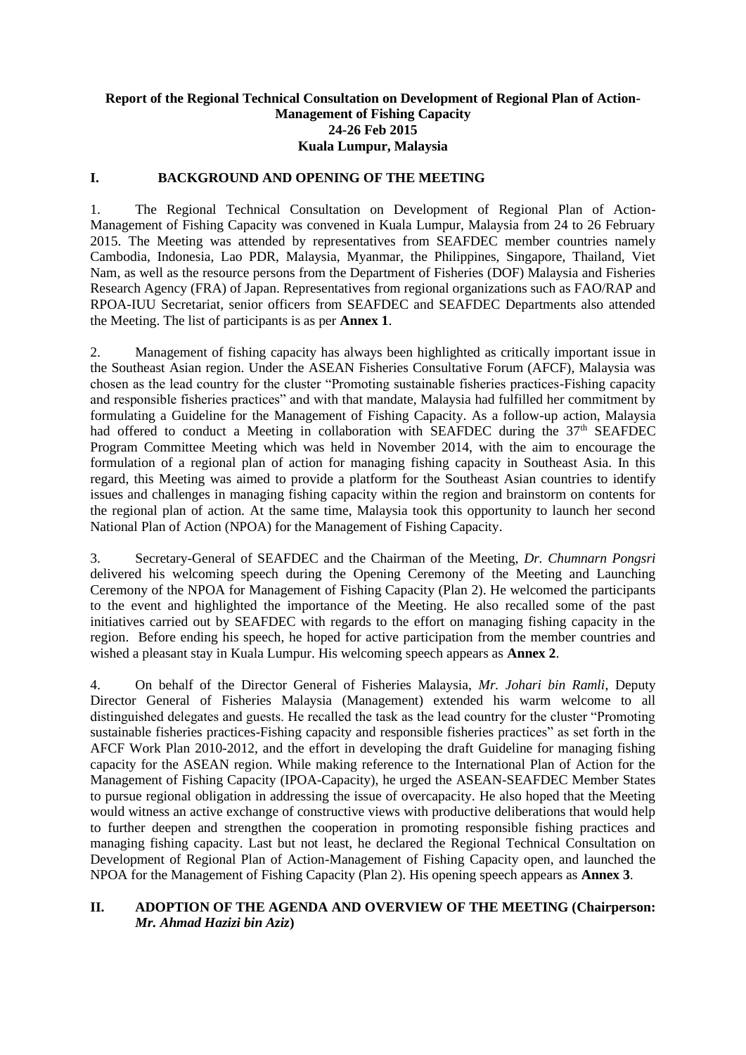**Report of the Regional Technical Consultation on Development of Regional Plan of Action-Management of Fishing Capacity**
**24-26 Feb 2015**
**Kuala Lumpur, Malaysia**

## I. BACKGROUND AND OPENING OF THE MEETING

1. The Regional Technical Consultation on Development of Regional Plan of Action-Management of Fishing Capacity was convened in Kuala Lumpur, Malaysia from 24 to 26 February 2015. The Meeting was attended by representatives from SEAFDEC member countries namely Cambodia, Indonesia, Lao PDR, Malaysia, Myanmar, the Philippines, Singapore, Thailand, Viet Nam, as well as the resource persons from the Department of Fisheries (DOF) Malaysia and Fisheries Research Agency (FRA) of Japan. Representatives from regional organizations such as FAO/RAP and RPOA-IUU Secretariat, senior officers from SEAFDEC and SEAFDEC Departments also attended the Meeting. The list of participants is as per **Annex 1**.

2. Management of fishing capacity has always been highlighted as critically important issue in the Southeast Asian region. Under the ASEAN Fisheries Consultative Forum (AFCF), Malaysia was chosen as the lead country for the cluster "Promoting sustainable fisheries practices-Fishing capacity and responsible fisheries practices" and with that mandate, Malaysia had fulfilled her commitment by formulating a Guideline for the Management of Fishing Capacity. As a follow-up action, Malaysia had offered to conduct a Meeting in collaboration with SEAFDEC during the 37th SEAFDEC Program Committee Meeting which was held in November 2014, with the aim to encourage the formulation of a regional plan of action for managing fishing capacity in Southeast Asia. In this regard, this Meeting was aimed to provide a platform for the Southeast Asian countries to identify issues and challenges in managing fishing capacity within the region and brainstorm on contents for the regional plan of action. At the same time, Malaysia took this opportunity to launch her second National Plan of Action (NPOA) for the Management of Fishing Capacity.

3. Secretary-General of SEAFDEC and the Chairman of the Meeting, *Dr. Chumnarn Pongsri* delivered his welcoming speech during the Opening Ceremony of the Meeting and Launching Ceremony of the NPOA for Management of Fishing Capacity (Plan 2). He welcomed the participants to the event and highlighted the importance of the Meeting. He also recalled some of the past initiatives carried out by SEAFDEC with regards to the effort on managing fishing capacity in the region. Before ending his speech, he hoped for active participation from the member countries and wished a pleasant stay in Kuala Lumpur. His welcoming speech appears as **Annex 2**.

4. On behalf of the Director General of Fisheries Malaysia, *Mr. Johari bin Ramli,* Deputy Director General of Fisheries Malaysia (Management) extended his warm welcome to all distinguished delegates and guests. He recalled the task as the lead country for the cluster "Promoting sustainable fisheries practices-Fishing capacity and responsible fisheries practices" as set forth in the AFCF Work Plan 2010-2012, and the effort in developing the draft Guideline for managing fishing capacity for the ASEAN region. While making reference to the International Plan of Action for the Management of Fishing Capacity (IPOA-Capacity), he urged the ASEAN-SEAFDEC Member States to pursue regional obligation in addressing the issue of overcapacity. He also hoped that the Meeting would witness an active exchange of constructive views with productive deliberations that would help to further deepen and strengthen the cooperation in promoting responsible fishing practices and managing fishing capacity. Last but not least, he declared the Regional Technical Consultation on Development of Regional Plan of Action-Management of Fishing Capacity open, and launched the NPOA for the Management of Fishing Capacity (Plan 2). His opening speech appears as **Annex 3**.

## II. ADOPTION OF THE AGENDA AND OVERVIEW OF THE MEETING (Chairperson: *Mr. Ahmad Hazizi bin Aziz*)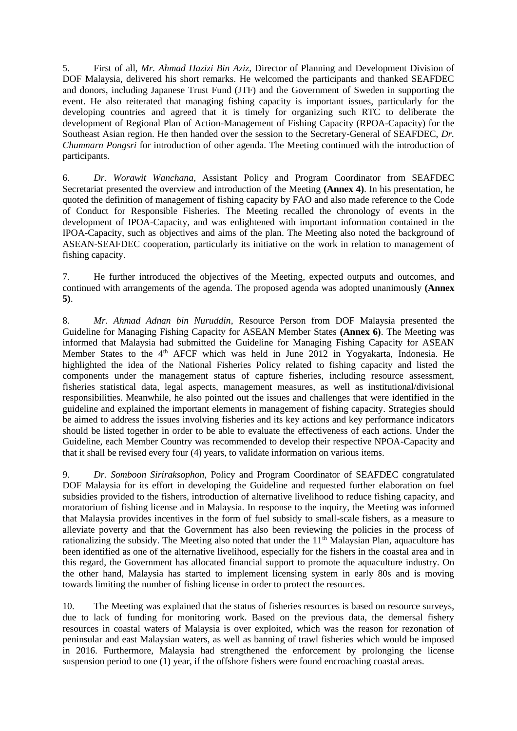5. First of all, *Mr. Ahmad Hazizi Bin Aziz*, Director of Planning and Development Division of DOF Malaysia, delivered his short remarks. He welcomed the participants and thanked SEAFDEC and donors, including Japanese Trust Fund (JTF) and the Government of Sweden in supporting the event. He also reiterated that managing fishing capacity is important issues, particularly for the developing countries and agreed that it is timely for organizing such RTC to deliberate the development of Regional Plan of Action-Management of Fishing Capacity (RPOA-Capacity) for the Southeast Asian region. He then handed over the session to the Secretary-General of SEAFDEC, *Dr. Chumnarn Pongsri* for introduction of other agenda. The Meeting continued with the introduction of participants.

6. *Dr. Worawit Wanchana*, Assistant Policy and Program Coordinator from SEAFDEC Secretariat presented the overview and introduction of the Meeting **(Annex 4)**. In his presentation, he quoted the definition of management of fishing capacity by FAO and also made reference to the Code of Conduct for Responsible Fisheries. The Meeting recalled the chronology of events in the development of IPOA-Capacity, and was enlightened with important information contained in the IPOA-Capacity, such as objectives and aims of the plan. The Meeting also noted the background of ASEAN-SEAFDEC cooperation, particularly its initiative on the work in relation to management of fishing capacity.

7. He further introduced the objectives of the Meeting, expected outputs and outcomes, and continued with arrangements of the agenda. The proposed agenda was adopted unanimously **(Annex 5)**.

8. *Mr. Ahmad Adnan bin Nuruddin*, Resource Person from DOF Malaysia presented the Guideline for Managing Fishing Capacity for ASEAN Member States **(Annex 6)**. The Meeting was informed that Malaysia had submitted the Guideline for Managing Fishing Capacity for ASEAN Member States to the 4th AFCF which was held in June 2012 in Yogyakarta, Indonesia. He highlighted the idea of the National Fisheries Policy related to fishing capacity and listed the components under the management status of capture fisheries, including resource assessment, fisheries statistical data, legal aspects, management measures, as well as institutional/divisional responsibilities. Meanwhile, he also pointed out the issues and challenges that were identified in the guideline and explained the important elements in management of fishing capacity. Strategies should be aimed to address the issues involving fisheries and its key actions and key performance indicators should be listed together in order to be able to evaluate the effectiveness of each actions. Under the Guideline, each Member Country was recommended to develop their respective NPOA-Capacity and that it shall be revised every four (4) years, to validate information on various items.

9. *Dr. Somboon Siriraksophon*, Policy and Program Coordinator of SEAFDEC congratulated DOF Malaysia for its effort in developing the Guideline and requested further elaboration on fuel subsidies provided to the fishers, introduction of alternative livelihood to reduce fishing capacity, and moratorium of fishing license and in Malaysia. In response to the inquiry, the Meeting was informed that Malaysia provides incentives in the form of fuel subsidy to small-scale fishers, as a measure to alleviate poverty and that the Government has also been reviewing the policies in the process of rationalizing the subsidy. The Meeting also noted that under the 11th Malaysian Plan, aquaculture has been identified as one of the alternative livelihood, especially for the fishers in the coastal area and in this regard, the Government has allocated financial support to promote the aquaculture industry. On the other hand, Malaysia has started to implement licensing system in early 80s and is moving towards limiting the number of fishing license in order to protect the resources.

10. The Meeting was explained that the status of fisheries resources is based on resource surveys, due to lack of funding for monitoring work. Based on the previous data, the demersal fishery resources in coastal waters of Malaysia is over exploited, which was the reason for rezonation of peninsular and east Malaysian waters, as well as banning of trawl fisheries which would be imposed in 2016. Furthermore, Malaysia had strengthened the enforcement by prolonging the license suspension period to one (1) year, if the offshore fishers were found encroaching coastal areas.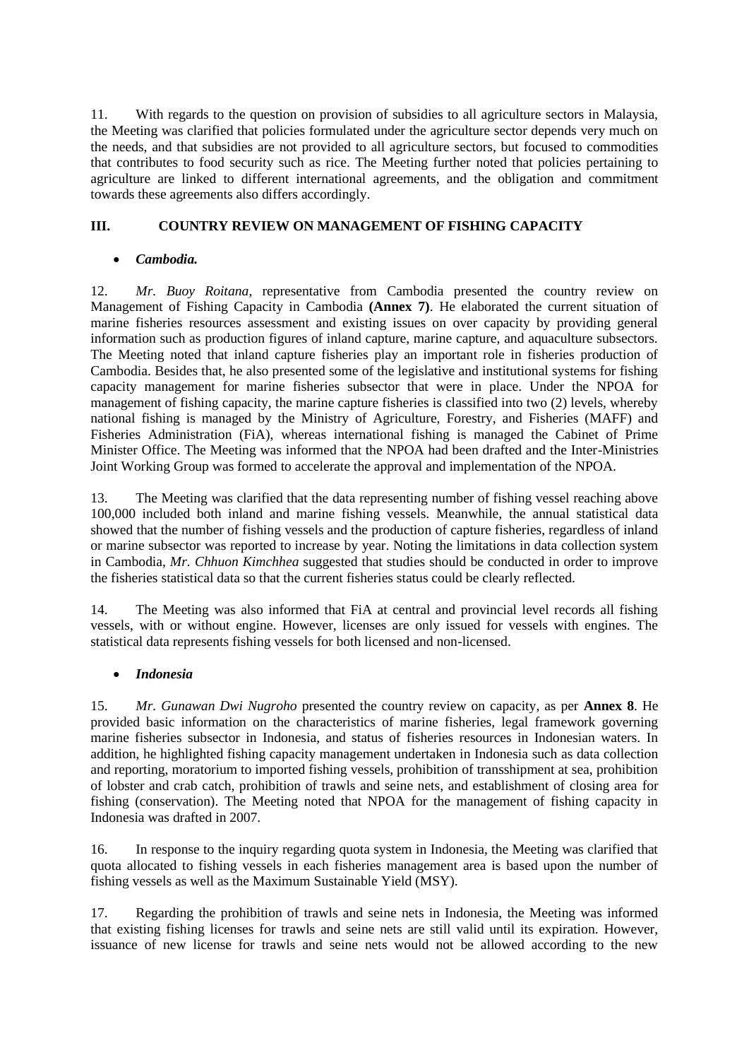11. With regards to the question on provision of subsidies to all agriculture sectors in Malaysia, the Meeting was clarified that policies formulated under the agriculture sector depends very much on the needs, and that subsidies are not provided to all agriculture sectors, but focused to commodities that contributes to food security such as rice. The Meeting further noted that policies pertaining to agriculture are linked to different international agreements, and the obligation and commitment towards these agreements also differs accordingly.

## III. COUNTRY REVIEW ON MANAGEMENT OF FISHING CAPACITY

- ***Cambodia.***

12. *Mr. Buoy Roitana*, representative from Cambodia presented the country review on Management of Fishing Capacity in Cambodia **(Annex 7)**. He elaborated the current situation of marine fisheries resources assessment and existing issues on over capacity by providing general information such as production figures of inland capture, marine capture, and aquaculture subsectors. The Meeting noted that inland capture fisheries play an important role in fisheries production of Cambodia. Besides that, he also presented some of the legislative and institutional systems for fishing capacity management for marine fisheries subsector that were in place. Under the NPOA for management of fishing capacity, the marine capture fisheries is classified into two (2) levels, whereby national fishing is managed by the Ministry of Agriculture, Forestry, and Fisheries (MAFF) and Fisheries Administration (FiA), whereas international fishing is managed the Cabinet of Prime Minister Office. The Meeting was informed that the NPOA had been drafted and the Inter-Ministries Joint Working Group was formed to accelerate the approval and implementation of the NPOA.

13. The Meeting was clarified that the data representing number of fishing vessel reaching above 100,000 included both inland and marine fishing vessels. Meanwhile, the annual statistical data showed that the number of fishing vessels and the production of capture fisheries, regardless of inland or marine subsector was reported to increase by year. Noting the limitations in data collection system in Cambodia, *Mr. Chhuon Kimchhea* suggested that studies should be conducted in order to improve the fisheries statistical data so that the current fisheries status could be clearly reflected.

14. The Meeting was also informed that FiA at central and provincial level records all fishing vessels, with or without engine. However, licenses are only issued for vessels with engines. The statistical data represents fishing vessels for both licensed and non-licensed.

- ***Indonesia***

15. *Mr. Gunawan Dwi Nugroho* presented the country review on capacity, as per **Annex 8**. He provided basic information on the characteristics of marine fisheries, legal framework governing marine fisheries subsector in Indonesia, and status of fisheries resources in Indonesian waters. In addition, he highlighted fishing capacity management undertaken in Indonesia such as data collection and reporting, moratorium to imported fishing vessels, prohibition of transshipment at sea, prohibition of lobster and crab catch, prohibition of trawls and seine nets, and establishment of closing area for fishing (conservation). The Meeting noted that NPOA for the management of fishing capacity in Indonesia was drafted in 2007.

16. In response to the inquiry regarding quota system in Indonesia, the Meeting was clarified that quota allocated to fishing vessels in each fisheries management area is based upon the number of fishing vessels as well as the Maximum Sustainable Yield (MSY).

17. Regarding the prohibition of trawls and seine nets in Indonesia, the Meeting was informed that existing fishing licenses for trawls and seine nets are still valid until its expiration. However, issuance of new license for trawls and seine nets would not be allowed according to the new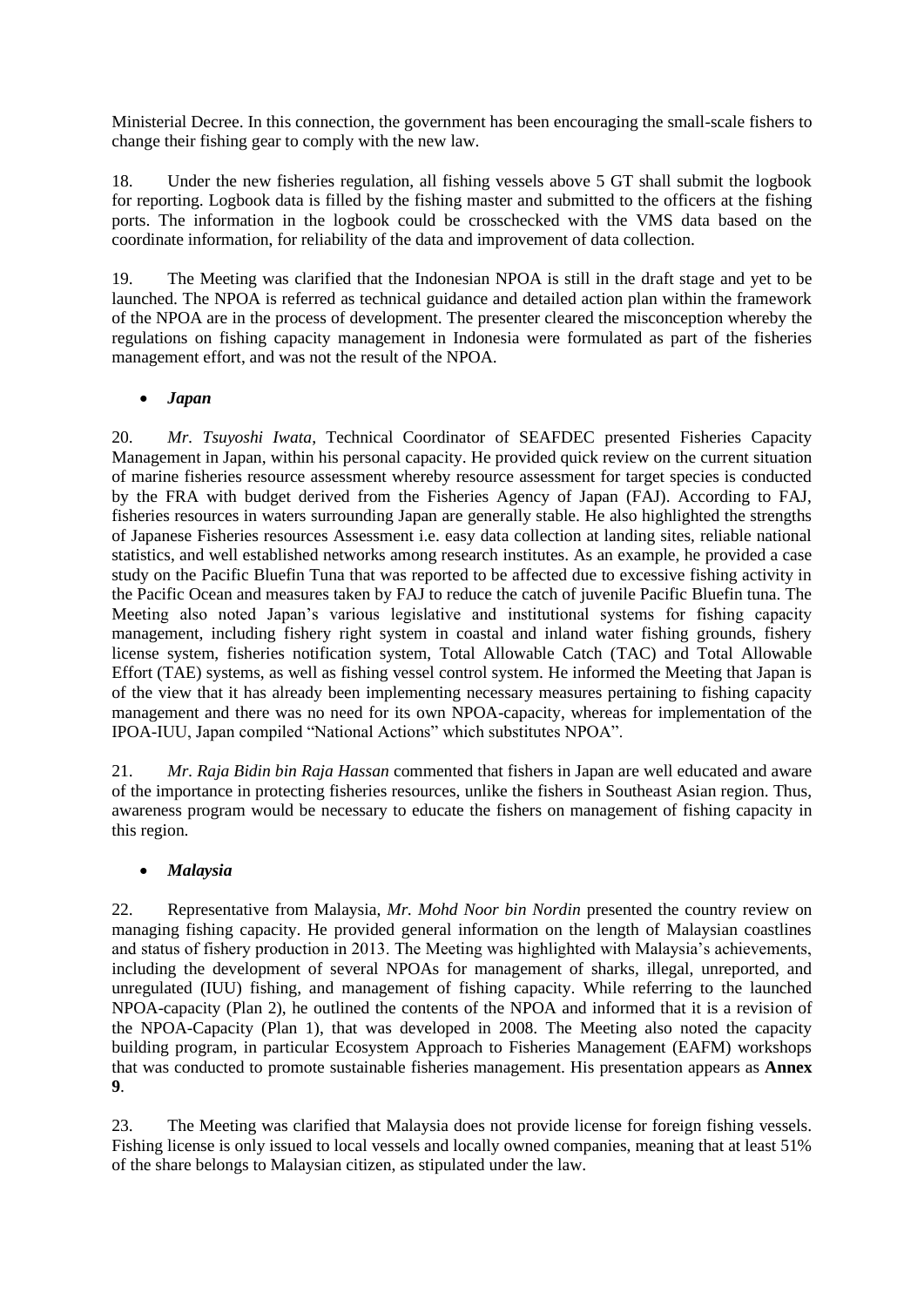Ministerial Decree. In this connection, the government has been encouraging the small-scale fishers to change their fishing gear to comply with the new law.

18. Under the new fisheries regulation, all fishing vessels above 5 GT shall submit the logbook for reporting. Logbook data is filled by the fishing master and submitted to the officers at the fishing ports. The information in the logbook could be crosschecked with the VMS data based on the coordinate information, for reliability of the data and improvement of data collection.

19. The Meeting was clarified that the Indonesian NPOA is still in the draft stage and yet to be launched. The NPOA is referred as technical guidance and detailed action plan within the framework of the NPOA are in the process of development. The presenter cleared the misconception whereby the regulations on fishing capacity management in Indonesia were formulated as part of the fisheries management effort, and was not the result of the NPOA.

- ***Japan***

20. *Mr. Tsuyoshi Iwata*, Technical Coordinator of SEAFDEC presented Fisheries Capacity Management in Japan, within his personal capacity. He provided quick review on the current situation of marine fisheries resource assessment whereby resource assessment for target species is conducted by the FRA with budget derived from the Fisheries Agency of Japan (FAJ). According to FAJ, fisheries resources in waters surrounding Japan are generally stable. He also highlighted the strengths of Japanese Fisheries resources Assessment i.e. easy data collection at landing sites, reliable national statistics, and well established networks among research institutes. As an example, he provided a case study on the Pacific Bluefin Tuna that was reported to be affected due to excessive fishing activity in the Pacific Ocean and measures taken by FAJ to reduce the catch of juvenile Pacific Bluefin tuna. The Meeting also noted Japan's various legislative and institutional systems for fishing capacity management, including fishery right system in coastal and inland water fishing grounds, fishery license system, fisheries notification system, Total Allowable Catch (TAC) and Total Allowable Effort (TAE) systems, as well as fishing vessel control system. He informed the Meeting that Japan is of the view that it has already been implementing necessary measures pertaining to fishing capacity management and there was no need for its own NPOA-capacity, whereas for implementation of the IPOA-IUU, Japan compiled "National Actions" which substitutes NPOA".

21. *Mr. Raja Bidin bin Raja Hassan* commented that fishers in Japan are well educated and aware of the importance in protecting fisheries resources, unlike the fishers in Southeast Asian region. Thus, awareness program would be necessary to educate the fishers on management of fishing capacity in this region.

- ***Malaysia***

22. Representative from Malaysia, *Mr. Mohd Noor bin Nordin* presented the country review on managing fishing capacity. He provided general information on the length of Malaysian coastlines and status of fishery production in 2013. The Meeting was highlighted with Malaysia's achievements, including the development of several NPOAs for management of sharks, illegal, unreported, and unregulated (IUU) fishing, and management of fishing capacity. While referring to the launched NPOA-capacity (Plan 2), he outlined the contents of the NPOA and informed that it is a revision of the NPOA-Capacity (Plan 1), that was developed in 2008. The Meeting also noted the capacity building program, in particular Ecosystem Approach to Fisheries Management (EAFM) workshops that was conducted to promote sustainable fisheries management. His presentation appears as **Annex 9**.

23. The Meeting was clarified that Malaysia does not provide license for foreign fishing vessels. Fishing license is only issued to local vessels and locally owned companies, meaning that at least 51% of the share belongs to Malaysian citizen, as stipulated under the law.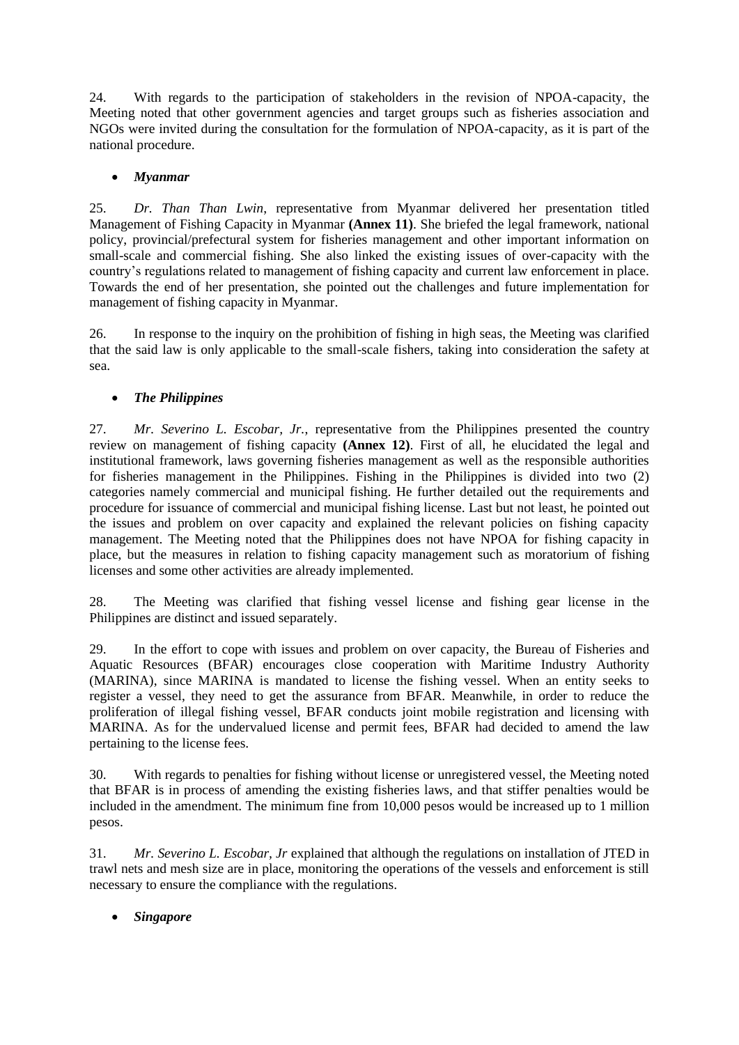24. With regards to the participation of stakeholders in the revision of NPOA-capacity, the Meeting noted that other government agencies and target groups such as fisheries association and NGOs were invited during the consultation for the formulation of NPOA-capacity, as it is part of the national procedure.

- ***Myanmar***

25. *Dr. Than Than Lwin*, representative from Myanmar delivered her presentation titled Management of Fishing Capacity in Myanmar **(Annex 11)**. She briefed the legal framework, national policy, provincial/prefectural system for fisheries management and other important information on small-scale and commercial fishing. She also linked the existing issues of over-capacity with the country's regulations related to management of fishing capacity and current law enforcement in place. Towards the end of her presentation, she pointed out the challenges and future implementation for management of fishing capacity in Myanmar.

26. In response to the inquiry on the prohibition of fishing in high seas, the Meeting was clarified that the said law is only applicable to the small-scale fishers, taking into consideration the safety at sea.

- ***The Philippines***

27. *Mr. Severino L. Escobar, Jr.*, representative from the Philippines presented the country review on management of fishing capacity **(Annex 12)**. First of all, he elucidated the legal and institutional framework, laws governing fisheries management as well as the responsible authorities for fisheries management in the Philippines. Fishing in the Philippines is divided into two (2) categories namely commercial and municipal fishing. He further detailed out the requirements and procedure for issuance of commercial and municipal fishing license. Last but not least, he pointed out the issues and problem on over capacity and explained the relevant policies on fishing capacity management. The Meeting noted that the Philippines does not have NPOA for fishing capacity in place, but the measures in relation to fishing capacity management such as moratorium of fishing licenses and some other activities are already implemented.

28. The Meeting was clarified that fishing vessel license and fishing gear license in the Philippines are distinct and issued separately.

29. In the effort to cope with issues and problem on over capacity, the Bureau of Fisheries and Aquatic Resources (BFAR) encourages close cooperation with Maritime Industry Authority (MARINA), since MARINA is mandated to license the fishing vessel. When an entity seeks to register a vessel, they need to get the assurance from BFAR. Meanwhile, in order to reduce the proliferation of illegal fishing vessel, BFAR conducts joint mobile registration and licensing with MARINA. As for the undervalued license and permit fees, BFAR had decided to amend the law pertaining to the license fees.

30. With regards to penalties for fishing without license or unregistered vessel, the Meeting noted that BFAR is in process of amending the existing fisheries laws, and that stiffer penalties would be included in the amendment. The minimum fine from 10,000 pesos would be increased up to 1 million pesos.

31. *Mr. Severino L. Escobar, Jr* explained that although the regulations on installation of JTED in trawl nets and mesh size are in place, monitoring the operations of the vessels and enforcement is still necessary to ensure the compliance with the regulations.

- ***Singapore***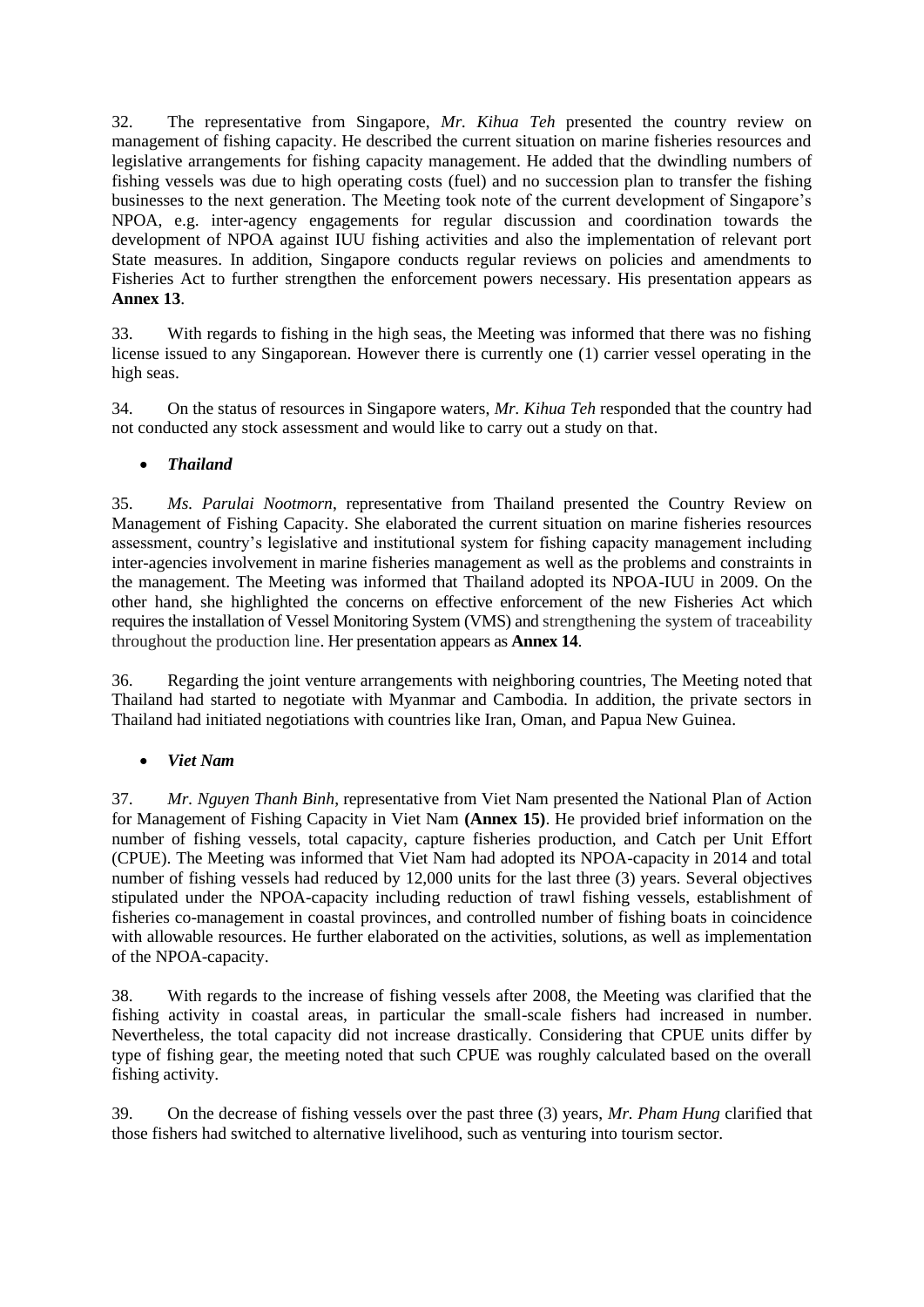32. The representative from Singapore, *Mr. Kihua Teh* presented the country review on management of fishing capacity. He described the current situation on marine fisheries resources and legislative arrangements for fishing capacity management. He added that the dwindling numbers of fishing vessels was due to high operating costs (fuel) and no succession plan to transfer the fishing businesses to the next generation. The Meeting took note of the current development of Singapore's NPOA, e.g. inter-agency engagements for regular discussion and coordination towards the development of NPOA against IUU fishing activities and also the implementation of relevant port State measures. In addition, Singapore conducts regular reviews on policies and amendments to Fisheries Act to further strengthen the enforcement powers necessary. His presentation appears as **Annex 13**.

33. With regards to fishing in the high seas, the Meeting was informed that there was no fishing license issued to any Singaporean. However there is currently one (1) carrier vessel operating in the high seas.

34. On the status of resources in Singapore waters, *Mr. Kihua Teh* responded that the country had not conducted any stock assessment and would like to carry out a study on that.

- ***Thailand***

35. *Ms. Parulai Nootmorn*, representative from Thailand presented the Country Review on Management of Fishing Capacity. She elaborated the current situation on marine fisheries resources assessment, country's legislative and institutional system for fishing capacity management including inter-agencies involvement in marine fisheries management as well as the problems and constraints in the management. The Meeting was informed that Thailand adopted its NPOA-IUU in 2009. On the other hand, she highlighted the concerns on effective enforcement of the new Fisheries Act which requires the installation of Vessel Monitoring System (VMS) and strengthening the system of traceability throughout the production line. Her presentation appears as **Annex 14**.

36. Regarding the joint venture arrangements with neighboring countries, The Meeting noted that Thailand had started to negotiate with Myanmar and Cambodia. In addition, the private sectors in Thailand had initiated negotiations with countries like Iran, Oman, and Papua New Guinea.

- ***Viet Nam***

37. *Mr. Nguyen Thanh Binh*, representative from Viet Nam presented the National Plan of Action for Management of Fishing Capacity in Viet Nam **(Annex 15)**. He provided brief information on the number of fishing vessels, total capacity, capture fisheries production, and Catch per Unit Effort (CPUE). The Meeting was informed that Viet Nam had adopted its NPOA-capacity in 2014 and total number of fishing vessels had reduced by 12,000 units for the last three (3) years. Several objectives stipulated under the NPOA-capacity including reduction of trawl fishing vessels, establishment of fisheries co-management in coastal provinces, and controlled number of fishing boats in coincidence with allowable resources. He further elaborated on the activities, solutions, as well as implementation of the NPOA-capacity.

38. With regards to the increase of fishing vessels after 2008, the Meeting was clarified that the fishing activity in coastal areas, in particular the small-scale fishers had increased in number. Nevertheless, the total capacity did not increase drastically. Considering that CPUE units differ by type of fishing gear, the meeting noted that such CPUE was roughly calculated based on the overall fishing activity.

39. On the decrease of fishing vessels over the past three (3) years, *Mr. Pham Hung* clarified that those fishers had switched to alternative livelihood, such as venturing into tourism sector.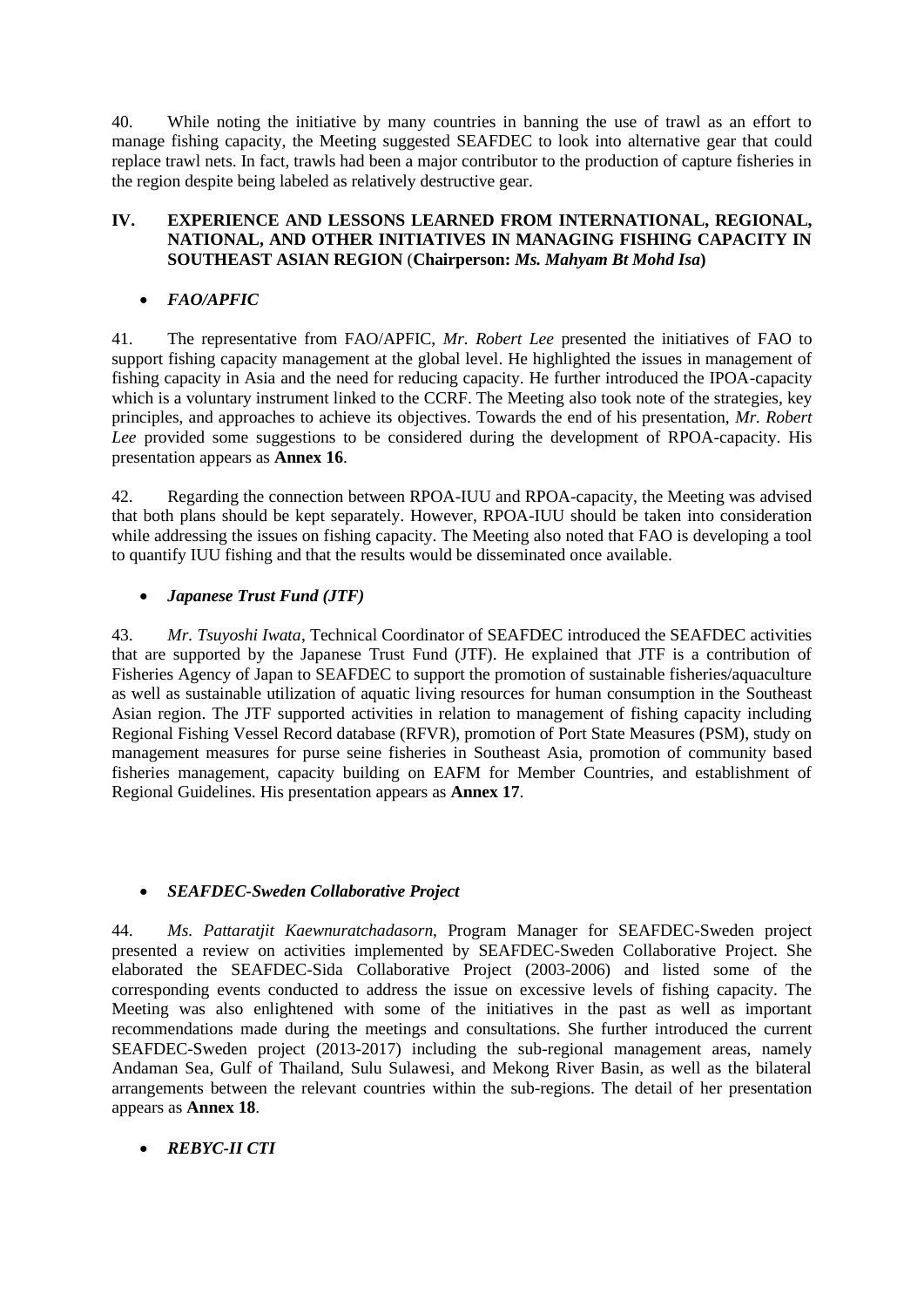40. While noting the initiative by many countries in banning the use of trawl as an effort to manage fishing capacity, the Meeting suggested SEAFDEC to look into alternative gear that could replace trawl nets. In fact, trawls had been a major contributor to the production of capture fisheries in the region despite being labeled as relatively destructive gear.

## IV. EXPERIENCE AND LESSONS LEARNED FROM INTERNATIONAL, REGIONAL, NATIONAL, AND OTHER INITIATIVES IN MANAGING FISHING CAPACITY IN SOUTHEAST ASIAN REGION (Chairperson: *Ms. Mahyam Bt Mohd Isa*)

- ***FAO/APFIC***

41. The representative from FAO/APFIC, *Mr. Robert Lee* presented the initiatives of FAO to support fishing capacity management at the global level. He highlighted the issues in management of fishing capacity in Asia and the need for reducing capacity. He further introduced the IPOA-capacity which is a voluntary instrument linked to the CCRF. The Meeting also took note of the strategies, key principles, and approaches to achieve its objectives. Towards the end of his presentation, *Mr. Robert Lee* provided some suggestions to be considered during the development of RPOA-capacity. His presentation appears as **Annex 16**.

42. Regarding the connection between RPOA-IUU and RPOA-capacity, the Meeting was advised that both plans should be kept separately. However, RPOA-IUU should be taken into consideration while addressing the issues on fishing capacity. The Meeting also noted that FAO is developing a tool to quantify IUU fishing and that the results would be disseminated once available.

- ***Japanese Trust Fund (JTF)***

43. *Mr. Tsuyoshi Iwata*, Technical Coordinator of SEAFDEC introduced the SEAFDEC activities that are supported by the Japanese Trust Fund (JTF). He explained that JTF is a contribution of Fisheries Agency of Japan to SEAFDEC to support the promotion of sustainable fisheries/aquaculture as well as sustainable utilization of aquatic living resources for human consumption in the Southeast Asian region. The JTF supported activities in relation to management of fishing capacity including Regional Fishing Vessel Record database (RFVR), promotion of Port State Measures (PSM), study on management measures for purse seine fisheries in Southeast Asia, promotion of community based fisheries management, capacity building on EAFM for Member Countries, and establishment of Regional Guidelines. His presentation appears as **Annex 17**.

- ***SEAFDEC-Sweden Collaborative Project***

44. *Ms. Pattaratjit Kaewnuratchadasorn*, Program Manager for SEAFDEC-Sweden project presented a review on activities implemented by SEAFDEC-Sweden Collaborative Project. She elaborated the SEAFDEC-Sida Collaborative Project (2003-2006) and listed some of the corresponding events conducted to address the issue on excessive levels of fishing capacity. The Meeting was also enlightened with some of the initiatives in the past as well as important recommendations made during the meetings and consultations. She further introduced the current SEAFDEC-Sweden project (2013-2017) including the sub-regional management areas, namely Andaman Sea, Gulf of Thailand, Sulu Sulawesi, and Mekong River Basin, as well as the bilateral arrangements between the relevant countries within the sub-regions. The detail of her presentation appears as **Annex 18**.

- ***REBYC-II CTI***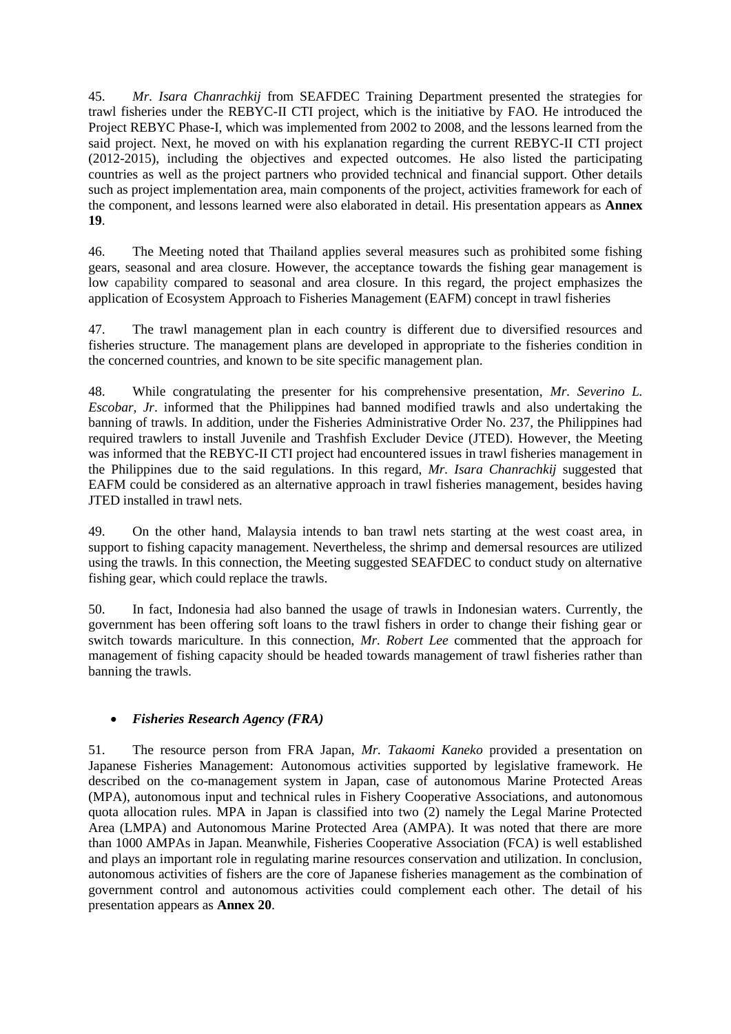45. *Mr. Isara Chanrachkij* from SEAFDEC Training Department presented the strategies for trawl fisheries under the REBYC-II CTI project, which is the initiative by FAO. He introduced the Project REBYC Phase-I, which was implemented from 2002 to 2008, and the lessons learned from the said project. Next, he moved on with his explanation regarding the current REBYC-II CTI project (2012-2015), including the objectives and expected outcomes. He also listed the participating countries as well as the project partners who provided technical and financial support. Other details such as project implementation area, main components of the project, activities framework for each of the component, and lessons learned were also elaborated in detail. His presentation appears as **Annex 19**.

46. The Meeting noted that Thailand applies several measures such as prohibited some fishing gears, seasonal and area closure. However, the acceptance towards the fishing gear management is low capability compared to seasonal and area closure. In this regard, the project emphasizes the application of Ecosystem Approach to Fisheries Management (EAFM) concept in trawl fisheries

47. The trawl management plan in each country is different due to diversified resources and fisheries structure. The management plans are developed in appropriate to the fisheries condition in the concerned countries, and known to be site specific management plan.

48. While congratulating the presenter for his comprehensive presentation, *Mr. Severino L. Escobar, Jr*. informed that the Philippines had banned modified trawls and also undertaking the banning of trawls. In addition, under the Fisheries Administrative Order No. 237, the Philippines had required trawlers to install Juvenile and Trashfish Excluder Device (JTED). However, the Meeting was informed that the REBYC-II CTI project had encountered issues in trawl fisheries management in the Philippines due to the said regulations. In this regard, *Mr. Isara Chanrachkij* suggested that EAFM could be considered as an alternative approach in trawl fisheries management, besides having JTED installed in trawl nets.

49. On the other hand, Malaysia intends to ban trawl nets starting at the west coast area, in support to fishing capacity management. Nevertheless, the shrimp and demersal resources are utilized using the trawls. In this connection, the Meeting suggested SEAFDEC to conduct study on alternative fishing gear, which could replace the trawls.

50. In fact, Indonesia had also banned the usage of trawls in Indonesian waters. Currently, the government has been offering soft loans to the trawl fishers in order to change their fishing gear or switch towards mariculture. In this connection, *Mr. Robert Lee* commented that the approach for management of fishing capacity should be headed towards management of trawl fisheries rather than banning the trawls.

- ***Fisheries Research Agency (FRA)***

51. The resource person from FRA Japan, *Mr. Takaomi Kaneko* provided a presentation on Japanese Fisheries Management: Autonomous activities supported by legislative framework. He described on the co-management system in Japan, case of autonomous Marine Protected Areas (MPA), autonomous input and technical rules in Fishery Cooperative Associations, and autonomous quota allocation rules. MPA in Japan is classified into two (2) namely the Legal Marine Protected Area (LMPA) and Autonomous Marine Protected Area (AMPA). It was noted that there are more than 1000 AMPAs in Japan. Meanwhile, Fisheries Cooperative Association (FCA) is well established and plays an important role in regulating marine resources conservation and utilization. In conclusion, autonomous activities of fishers are the core of Japanese fisheries management as the combination of government control and autonomous activities could complement each other. The detail of his presentation appears as **Annex 20**.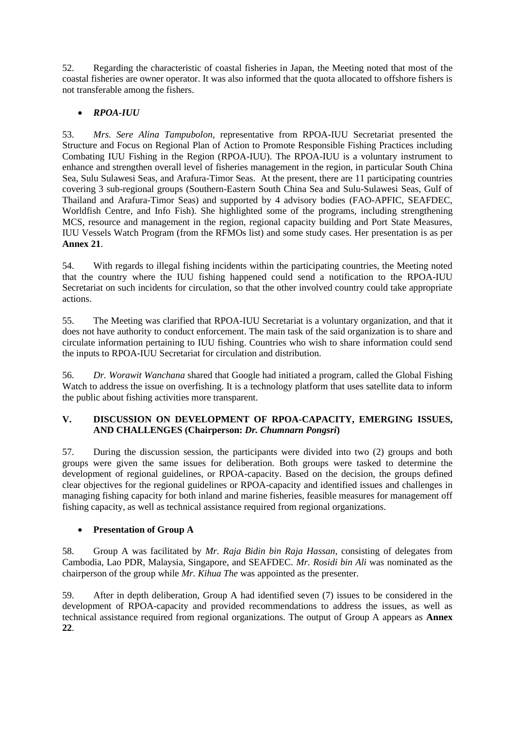52. Regarding the characteristic of coastal fisheries in Japan, the Meeting noted that most of the coastal fisheries are owner operator. It was also informed that the quota allocated to offshore fishers is not transferable among the fishers.

- ***RPOA-IUU***

53. *Mrs. Sere Alina Tampubolon*, representative from RPOA-IUU Secretariat presented the Structure and Focus on Regional Plan of Action to Promote Responsible Fishing Practices including Combating IUU Fishing in the Region (RPOA-IUU). The RPOA-IUU is a voluntary instrument to enhance and strengthen overall level of fisheries management in the region, in particular South China Sea, Sulu Sulawesi Seas, and Arafura-Timor Seas. At the present, there are 11 participating countries covering 3 sub-regional groups (Southern-Eastern South China Sea and Sulu-Sulawesi Seas, Gulf of Thailand and Arafura-Timor Seas) and supported by 4 advisory bodies (FAO-APFIC, SEAFDEC, Worldfish Centre, and Info Fish). She highlighted some of the programs, including strengthening MCS, resource and management in the region, regional capacity building and Port State Measures, IUU Vessels Watch Program (from the RFMOs list) and some study cases. Her presentation is as per **Annex 21**.

54. With regards to illegal fishing incidents within the participating countries, the Meeting noted that the country where the IUU fishing happened could send a notification to the RPOA-IUU Secretariat on such incidents for circulation, so that the other involved country could take appropriate actions.

55. The Meeting was clarified that RPOA-IUU Secretariat is a voluntary organization, and that it does not have authority to conduct enforcement. The main task of the said organization is to share and circulate information pertaining to IUU fishing. Countries who wish to share information could send the inputs to RPOA-IUU Secretariat for circulation and distribution.

56. *Dr. Worawit Wanchana* shared that Google had initiated a program, called the Global Fishing Watch to address the issue on overfishing. It is a technology platform that uses satellite data to inform the public about fishing activities more transparent.

## V. DISCUSSION ON DEVELOPMENT OF RPOA-CAPACITY, EMERGING ISSUES, AND CHALLENGES (Chairperson: *Dr. Chumnarn Pongsri*)

57. During the discussion session, the participants were divided into two (2) groups and both groups were given the same issues for deliberation. Both groups were tasked to determine the development of regional guidelines, or RPOA-capacity. Based on the decision, the groups defined clear objectives for the regional guidelines or RPOA-capacity and identified issues and challenges in managing fishing capacity for both inland and marine fisheries, feasible measures for management off fishing capacity, as well as technical assistance required from regional organizations.

- **Presentation of Group A**

58. Group A was facilitated by *Mr. Raja Bidin bin Raja Hassan*, consisting of delegates from Cambodia, Lao PDR, Malaysia, Singapore, and SEAFDEC. *Mr. Rosidi bin Ali* was nominated as the chairperson of the group while *Mr. Kihua The* was appointed as the presenter.

59. After in depth deliberation, Group A had identified seven (7) issues to be considered in the development of RPOA-capacity and provided recommendations to address the issues, as well as technical assistance required from regional organizations. The output of Group A appears as **Annex 22**.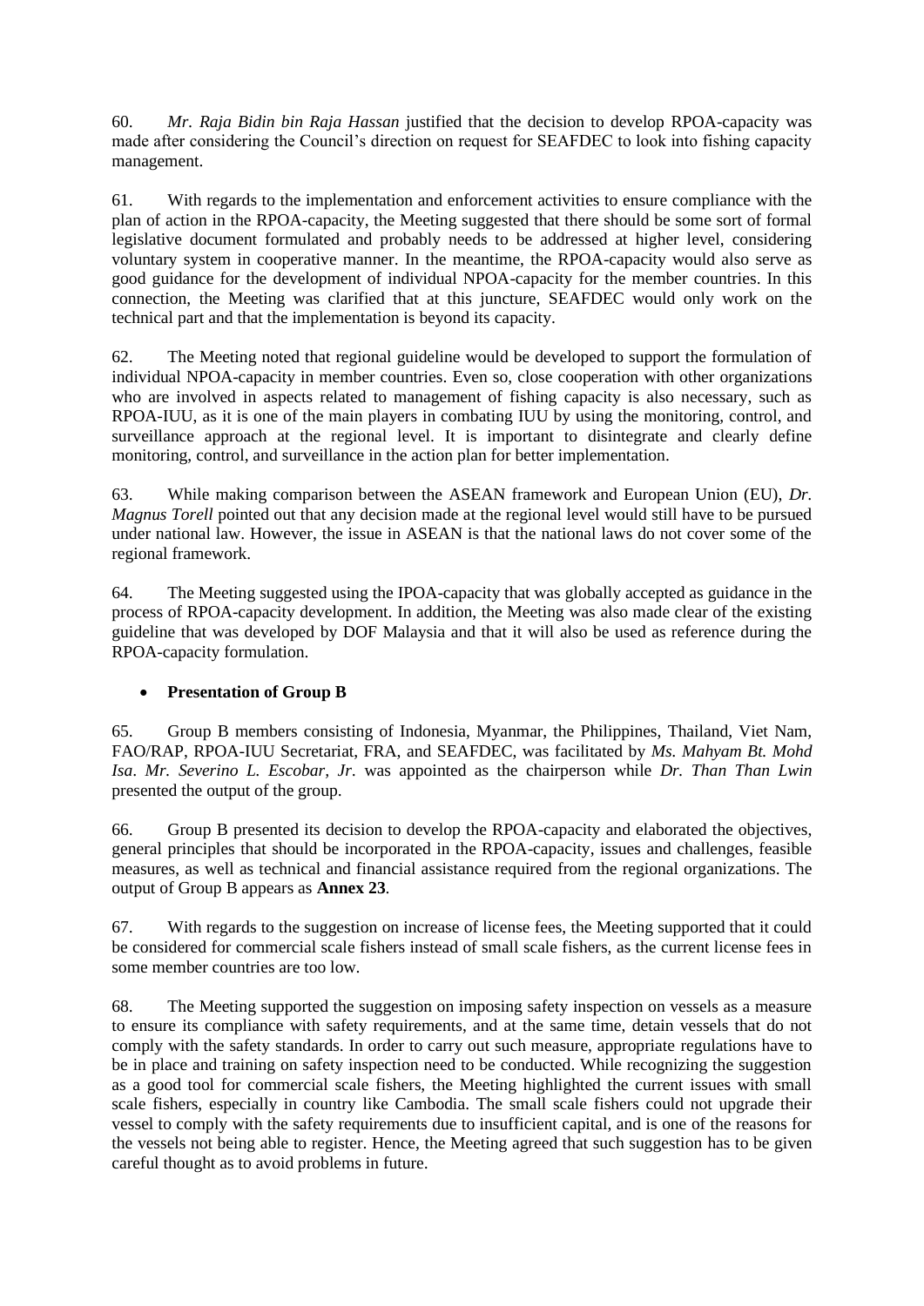60. *Mr. Raja Bidin bin Raja Hassan* justified that the decision to develop RPOA-capacity was made after considering the Council's direction on request for SEAFDEC to look into fishing capacity management.

61. With regards to the implementation and enforcement activities to ensure compliance with the plan of action in the RPOA-capacity, the Meeting suggested that there should be some sort of formal legislative document formulated and probably needs to be addressed at higher level, considering voluntary system in cooperative manner. In the meantime, the RPOA-capacity would also serve as good guidance for the development of individual NPOA-capacity for the member countries. In this connection, the Meeting was clarified that at this juncture, SEAFDEC would only work on the technical part and that the implementation is beyond its capacity.

62. The Meeting noted that regional guideline would be developed to support the formulation of individual NPOA-capacity in member countries. Even so, close cooperation with other organizations who are involved in aspects related to management of fishing capacity is also necessary, such as RPOA-IUU, as it is one of the main players in combating IUU by using the monitoring, control, and surveillance approach at the regional level. It is important to disintegrate and clearly define monitoring, control, and surveillance in the action plan for better implementation.

63. While making comparison between the ASEAN framework and European Union (EU), *Dr. Magnus Torell* pointed out that any decision made at the regional level would still have to be pursued under national law. However, the issue in ASEAN is that the national laws do not cover some of the regional framework.

64. The Meeting suggested using the IPOA-capacity that was globally accepted as guidance in the process of RPOA-capacity development. In addition, the Meeting was also made clear of the existing guideline that was developed by DOF Malaysia and that it will also be used as reference during the RPOA-capacity formulation.

- **Presentation of Group B**

65. Group B members consisting of Indonesia, Myanmar, the Philippines, Thailand, Viet Nam, FAO/RAP, RPOA-IUU Secretariat, FRA, and SEAFDEC, was facilitated by *Ms. Mahyam Bt. Mohd Isa*. *Mr. Severino L. Escobar, Jr.* was appointed as the chairperson while *Dr. Than Than Lwin* presented the output of the group.

66. Group B presented its decision to develop the RPOA-capacity and elaborated the objectives, general principles that should be incorporated in the RPOA-capacity, issues and challenges, feasible measures, as well as technical and financial assistance required from the regional organizations. The output of Group B appears as **Annex 23**.

67. With regards to the suggestion on increase of license fees, the Meeting supported that it could be considered for commercial scale fishers instead of small scale fishers, as the current license fees in some member countries are too low.

68. The Meeting supported the suggestion on imposing safety inspection on vessels as a measure to ensure its compliance with safety requirements, and at the same time, detain vessels that do not comply with the safety standards. In order to carry out such measure, appropriate regulations have to be in place and training on safety inspection need to be conducted. While recognizing the suggestion as a good tool for commercial scale fishers, the Meeting highlighted the current issues with small scale fishers, especially in country like Cambodia. The small scale fishers could not upgrade their vessel to comply with the safety requirements due to insufficient capital, and is one of the reasons for the vessels not being able to register. Hence, the Meeting agreed that such suggestion has to be given careful thought as to avoid problems in future.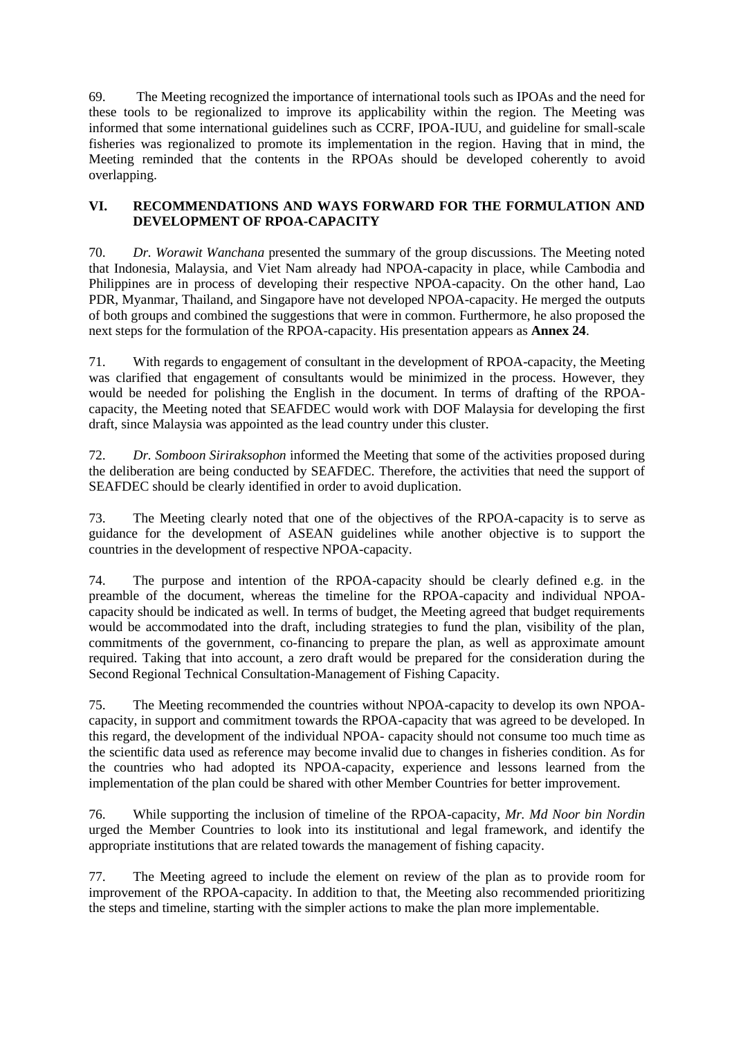69. The Meeting recognized the importance of international tools such as IPOAs and the need for these tools to be regionalized to improve its applicability within the region. The Meeting was informed that some international guidelines such as CCRF, IPOA-IUU, and guideline for small-scale fisheries was regionalized to promote its implementation in the region. Having that in mind, the Meeting reminded that the contents in the RPOAs should be developed coherently to avoid overlapping.

## VI. RECOMMENDATIONS AND WAYS FORWARD FOR THE FORMULATION AND DEVELOPMENT OF RPOA-CAPACITY

70. *Dr. Worawit Wanchana* presented the summary of the group discussions. The Meeting noted that Indonesia, Malaysia, and Viet Nam already had NPOA-capacity in place, while Cambodia and Philippines are in process of developing their respective NPOA-capacity. On the other hand, Lao PDR, Myanmar, Thailand, and Singapore have not developed NPOA-capacity. He merged the outputs of both groups and combined the suggestions that were in common. Furthermore, he also proposed the next steps for the formulation of the RPOA-capacity. His presentation appears as **Annex 24**.

71. With regards to engagement of consultant in the development of RPOA-capacity, the Meeting was clarified that engagement of consultants would be minimized in the process. However, they would be needed for polishing the English in the document. In terms of drafting of the RPOA-capacity, the Meeting noted that SEAFDEC would work with DOF Malaysia for developing the first draft, since Malaysia was appointed as the lead country under this cluster.

72. *Dr. Somboon Siriraksophon* informed the Meeting that some of the activities proposed during the deliberation are being conducted by SEAFDEC. Therefore, the activities that need the support of SEAFDEC should be clearly identified in order to avoid duplication.

73. The Meeting clearly noted that one of the objectives of the RPOA-capacity is to serve as guidance for the development of ASEAN guidelines while another objective is to support the countries in the development of respective NPOA-capacity.

74. The purpose and intention of the RPOA-capacity should be clearly defined e.g. in the preamble of the document, whereas the timeline for the RPOA-capacity and individual NPOA-capacity should be indicated as well. In terms of budget, the Meeting agreed that budget requirements would be accommodated into the draft, including strategies to fund the plan, visibility of the plan, commitments of the government, co-financing to prepare the plan, as well as approximate amount required. Taking that into account, a zero draft would be prepared for the consideration during the Second Regional Technical Consultation-Management of Fishing Capacity.

75. The Meeting recommended the countries without NPOA-capacity to develop its own NPOA-capacity, in support and commitment towards the RPOA-capacity that was agreed to be developed. In this regard, the development of the individual NPOA- capacity should not consume too much time as the scientific data used as reference may become invalid due to changes in fisheries condition. As for the countries who had adopted its NPOA-capacity, experience and lessons learned from the implementation of the plan could be shared with other Member Countries for better improvement.

76. While supporting the inclusion of timeline of the RPOA-capacity, *Mr. Md Noor bin Nordin* urged the Member Countries to look into its institutional and legal framework, and identify the appropriate institutions that are related towards the management of fishing capacity.

77. The Meeting agreed to include the element on review of the plan as to provide room for improvement of the RPOA-capacity. In addition to that, the Meeting also recommended prioritizing the steps and timeline, starting with the simpler actions to make the plan more implementable.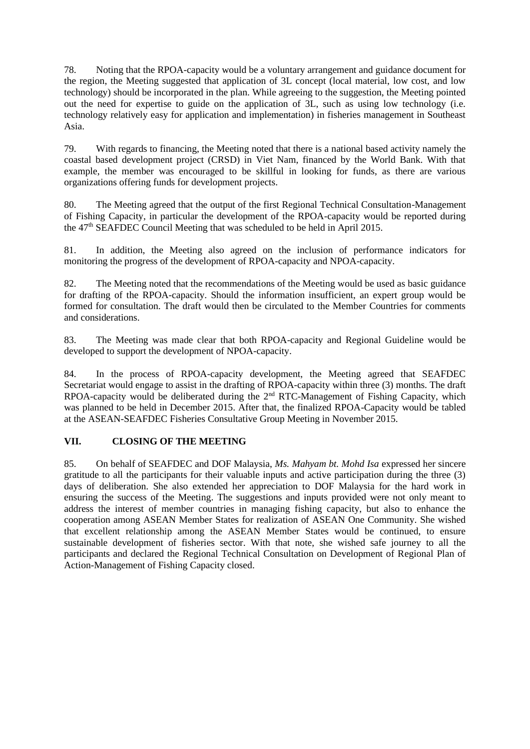78. Noting that the RPOA-capacity would be a voluntary arrangement and guidance document for the region, the Meeting suggested that application of 3L concept (local material, low cost, and low technology) should be incorporated in the plan. While agreeing to the suggestion, the Meeting pointed out the need for expertise to guide on the application of 3L, such as using low technology (i.e. technology relatively easy for application and implementation) in fisheries management in Southeast Asia.

79. With regards to financing, the Meeting noted that there is a national based activity namely the coastal based development project (CRSD) in Viet Nam, financed by the World Bank. With that example, the member was encouraged to be skillful in looking for funds, as there are various organizations offering funds for development projects.

80. The Meeting agreed that the output of the first Regional Technical Consultation-Management of Fishing Capacity, in particular the development of the RPOA-capacity would be reported during the 47th SEAFDEC Council Meeting that was scheduled to be held in April 2015.

81. In addition, the Meeting also agreed on the inclusion of performance indicators for monitoring the progress of the development of RPOA-capacity and NPOA-capacity.

82. The Meeting noted that the recommendations of the Meeting would be used as basic guidance for drafting of the RPOA-capacity. Should the information insufficient, an expert group would be formed for consultation. The draft would then be circulated to the Member Countries for comments and considerations.

83. The Meeting was made clear that both RPOA-capacity and Regional Guideline would be developed to support the development of NPOA-capacity.

84. In the process of RPOA-capacity development, the Meeting agreed that SEAFDEC Secretariat would engage to assist in the drafting of RPOA-capacity within three (3) months. The draft RPOA-capacity would be deliberated during the 2nd RTC-Management of Fishing Capacity, which was planned to be held in December 2015. After that, the finalized RPOA-Capacity would be tabled at the ASEAN-SEAFDEC Fisheries Consultative Group Meeting in November 2015.

## VII. CLOSING OF THE MEETING

85. On behalf of SEAFDEC and DOF Malaysia, *Ms. Mahyam bt. Mohd Isa* expressed her sincere gratitude to all the participants for their valuable inputs and active participation during the three (3) days of deliberation. She also extended her appreciation to DOF Malaysia for the hard work in ensuring the success of the Meeting. The suggestions and inputs provided were not only meant to address the interest of member countries in managing fishing capacity, but also to enhance the cooperation among ASEAN Member States for realization of ASEAN One Community. She wished that excellent relationship among the ASEAN Member States would be continued, to ensure sustainable development of fisheries sector. With that note, she wished safe journey to all the participants and declared the Regional Technical Consultation on Development of Regional Plan of Action-Management of Fishing Capacity closed.